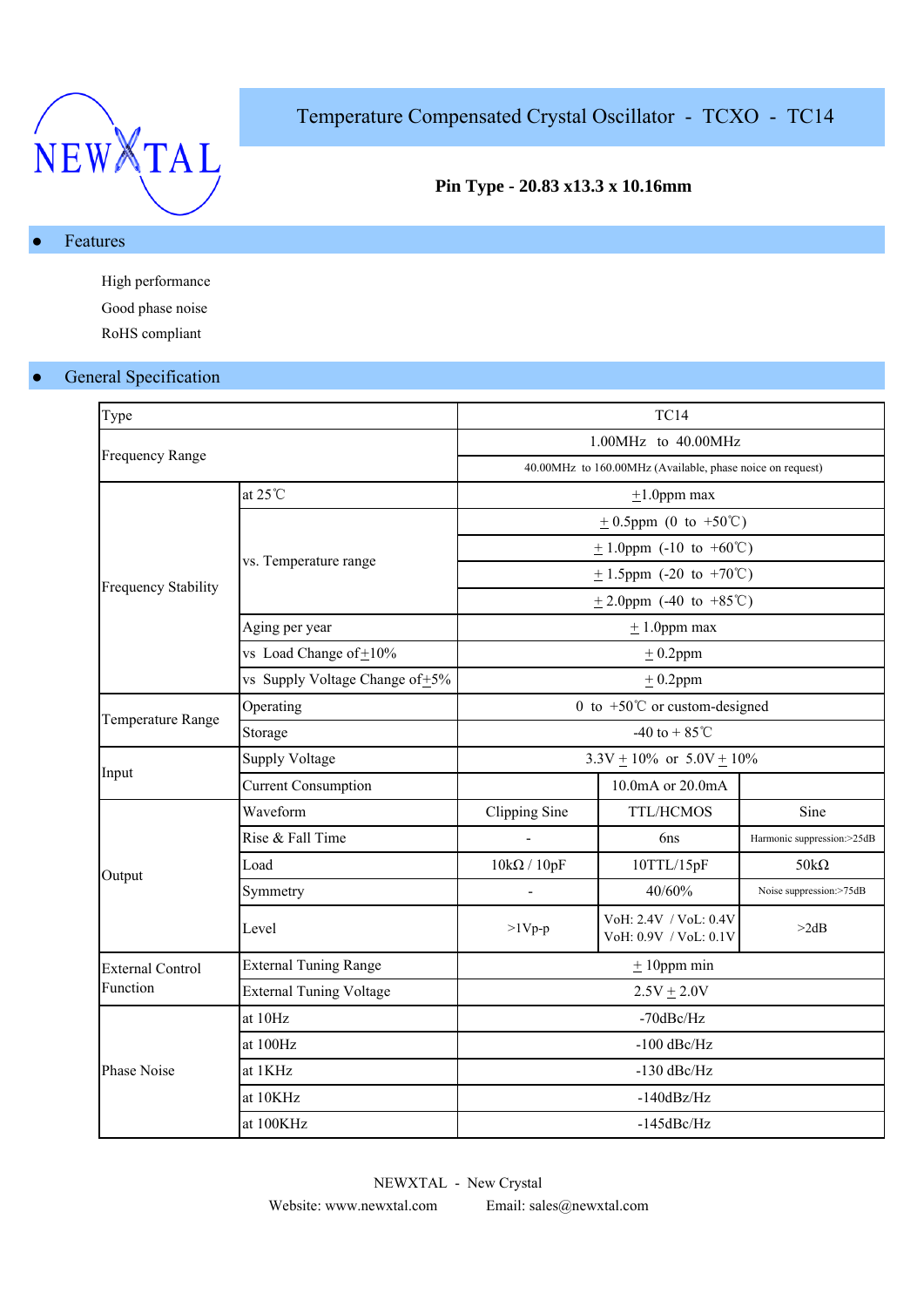NEWXTAL

# Temperature Compensated Crystal Oscillator - TCXO - TC14

**Pin Type - 20.83 x13.3 x 10.16mm**

## Features

High performance

Good phase noise

RoHS compliant

## General Specification

| Type | | TC14 | | |
|---|---|---|---|---|
| Frequency Range | | 1.00MHz to 40.00MHz | | |
| | | 40.00MHz to 160.00MHz (Available, phase noice on request) | | |
| Frequency Stability | at 25℃ | ±1.0ppm max | | |
| | vs. Temperature range | ± 0.5ppm (0 to +50℃) | | |
| | | ± 1.0ppm (-10 to +60℃) | | |
| | | ± 1.5ppm (-20 to +70℃) | | |
| | | ± 2.0ppm (-40 to +85℃) | | |
| | Aging per year | ± 1.0ppm max | | |
| | vs Load Change of ±10% | ± 0.2ppm | | |
| | vs Supply Voltage Change of ±5% | ± 0.2ppm | | |
| Temperature Range | Operating | 0 to +50℃ or custom-designed | | |
| | Storage | -40 to + 85℃ | | |
| Input | Supply Voltage | 3.3V ± 10% or 5.0V ± 10% | | |
| | Current Consumption | | 10.0mA or 20.0mA | |
| Output | Waveform | Clipping Sine | TTL/HCMOS | Sine |
| | Rise & Fall Time | - | 6ns | Harmonic suppression:>25dB |
| | Load | 10kΩ / 10pF | 10TTL/15pF | 50kΩ |
| | Symmetry | - | 40/60% | Noise suppression:>75dB |
| | Level | >1Vp-p | VoH: 2.4V / VoL: 0.4V<br>VoH: 0.9V / VoL: 0.1V | >2dB |
| External Control Function | External Tuning Range | ± 10ppm min | | |
| | External Tuning Voltage | 2.5V ± 2.0V | | |
| Phase Noise | at 10Hz | -70dBc/Hz | | |
| | at 100Hz | -100 dBc/Hz | | |
| | at 1KHz | -130 dBc/Hz | | |
| | at 10KHz | -140dBz/Hz | | |
| | at 100KHz | -145dBc/Hz | | |

NEWXTAL - New Crystal

Website: www.newxtal.com Email: sales@newxtal.com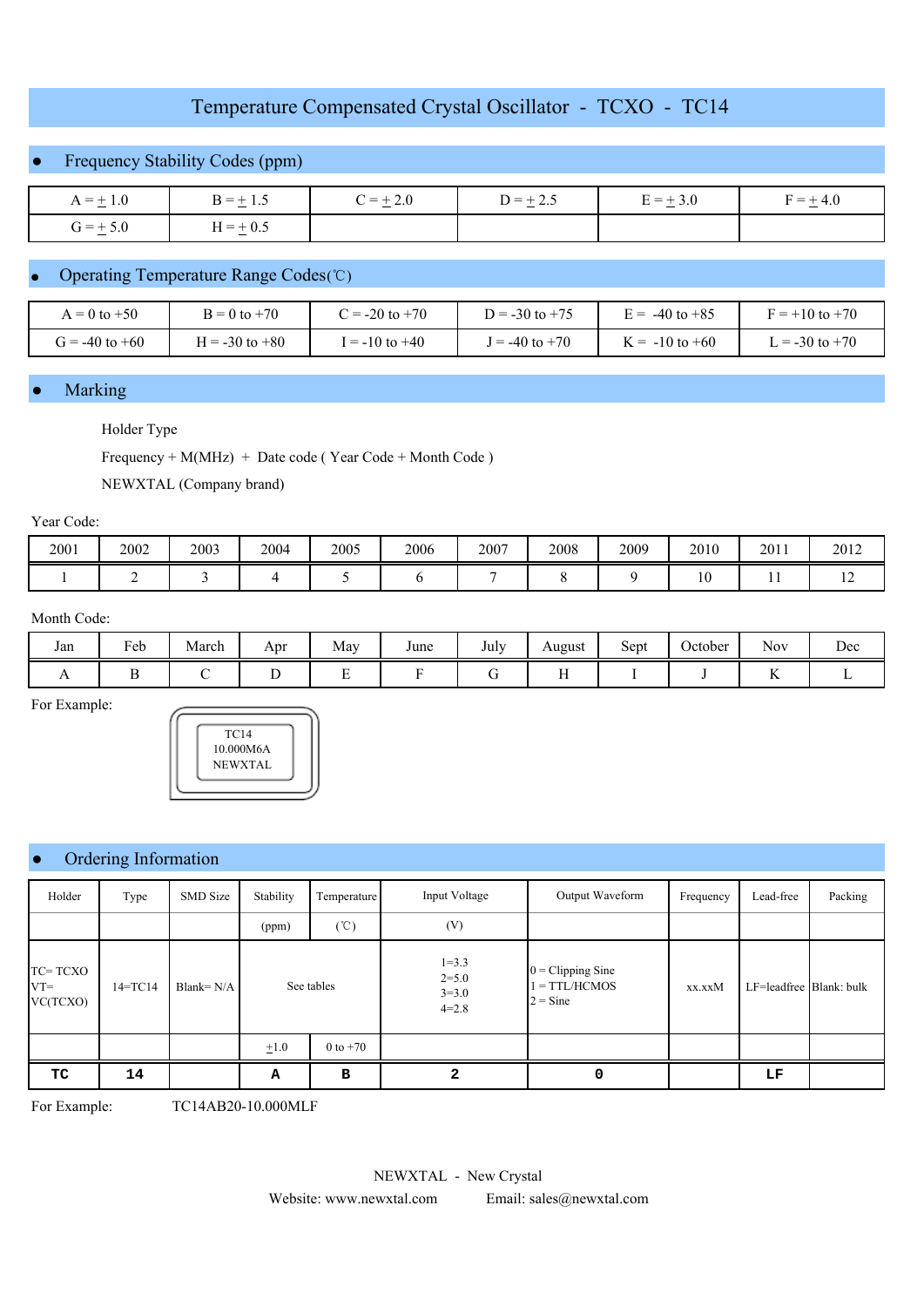# Temperature Compensated Crystal Oscillator - TCXO - TC14

## Frequency Stability Codes (ppm)

| A = ±1.0 | B = ±1.5 | C = ±2.0 | D = ±2.5 | E = ±3.0 | F = ±4.0 |
|---|---|---|---|---|---|
| G = ±5.0 | H = ±0.5 | | | | |

## Operating Temperature Range Codes(℃)

| A = 0 to +50 | B = 0 to +70 | C = -20 to +70 | D = -30 to +75 | E = -40 to +85 | F = +10 to +70 |
|---|---|---|---|---|---|
| G = -40 to +60 | H = -30 to +80 | I = -10 to +40 | J = -40 to +70 | K = -10 to +60 | L = -30 to +70 |

## Marking

Holder Type

Frequency + M(MHz) + Date code ( Year Code + Month Code )

NEWXTAL (Company brand)

Year Code:

| 2001 | 2002 | 2003 | 2004 | 2005 | 2006 | 2007 | 2008 | 2009 | 2010 | 2011 | 2012 |
|---|---|---|---|---|---|---|---|---|---|---|---|
| 1 | 2 | 3 | 4 | 5 | 6 | 7 | 8 | 9 | 10 | 11 | 12 |

Month Code:

| Jan | Feb | March | Apr | May | June | July | August | Sept | October | Nov | Dec |
|---|---|---|---|---|---|---|---|---|---|---|---|
| A | B | C | D | E | F | G | H | I | J | K | L |

For Example:

TC14
10.000M6A
NEWXTAL

## Ordering Information

| Holder | Type | SMD Size | Stability | Temperature | Input Voltage | Output Waveform | Frequency | Lead-free | Packing |
|---|---|---|---|---|---|---|---|---|---|
| | | | (ppm) | (℃) | (V) | | | | |
| TC= TCXO<br>VT= VC(TCXO) | 14=TC14 | Blank= N/A | See tables | | 1=3.3<br>2=5.0<br>3=3.0<br>4=2.8 | 0 = Clipping Sine<br>1 = TTL/HCMOS<br>2 = Sine | xx.xxM | LF=leadfree | Blank: bulk |
| | | | ±1.0 | 0 to +70 | | | | | |
| **TC** | **14** | | **A** | **B** | **2** | **0** | | **LF** | |

For Example: TC14AB20-10.000MLF

NEWXTAL - New Crystal

Website: www.newxtal.com Email: sales@newxtal.com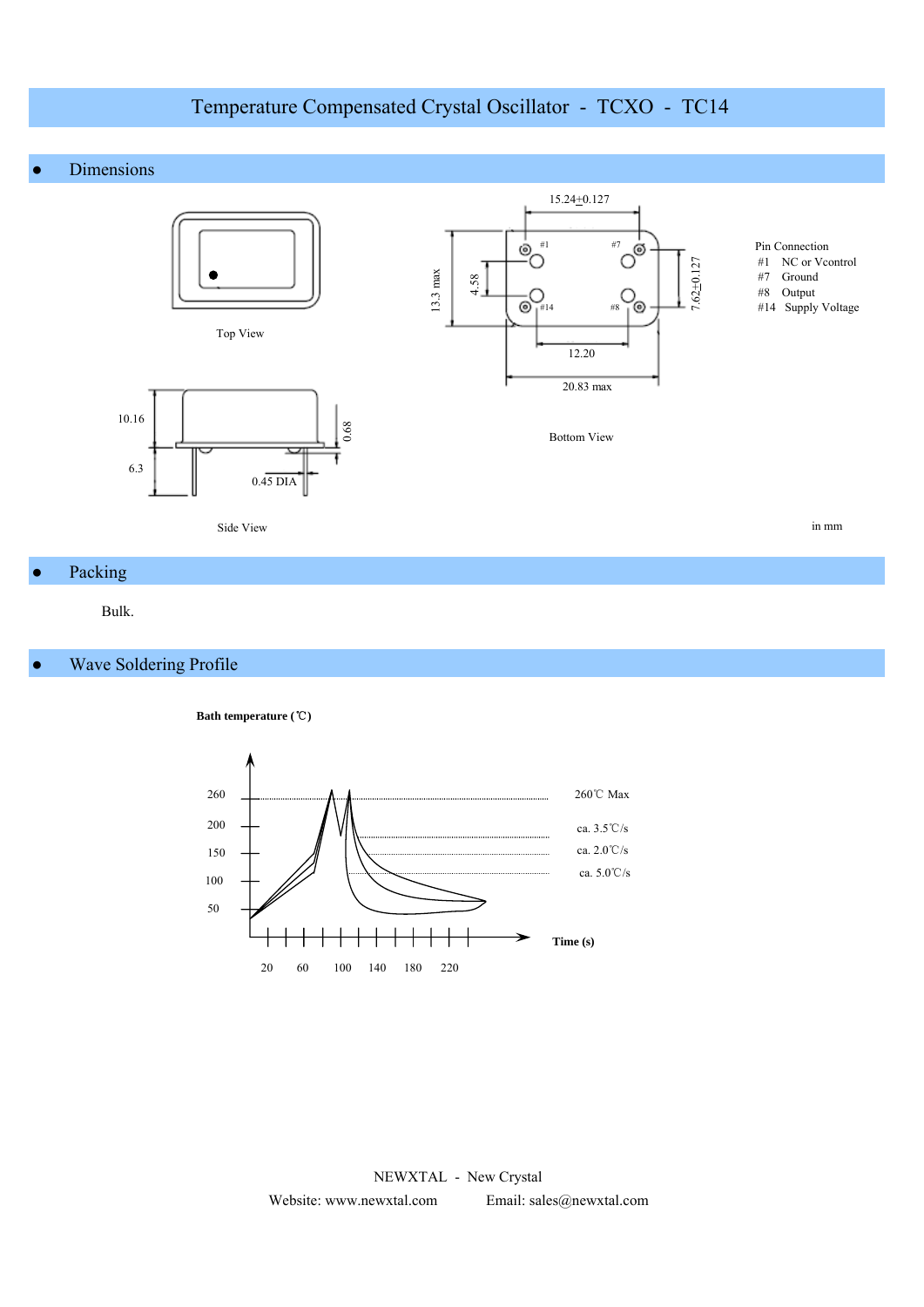# Temperature Compensated Crystal Oscillator - TCXO - TC14

## Dimensions

15.24±0.127

#1 #7

#14 #8

13.3 max

4.58

7.62±0.127

12.20

20.83 max

Top View

Bottom View

Pin Connection
#1 NC or Vcontrol
#7 Ground
#8 Output
#14 Supply Voltage

10.16

6.3

0.68

0.45 DIA

Side View

in mm

## Packing

Bulk.

## Wave Soldering Profile

**Bath temperature (℃)**

260
200
150
100
50

260℃ Max
ca. 3.5℃/s
ca. 2.0℃/s
ca. 5.0℃/s

20 60 100 140 180 220

**Time (s)**

NEWXTAL - New Crystal

Website: www.newxtal.com Email: sales@newxtal.com